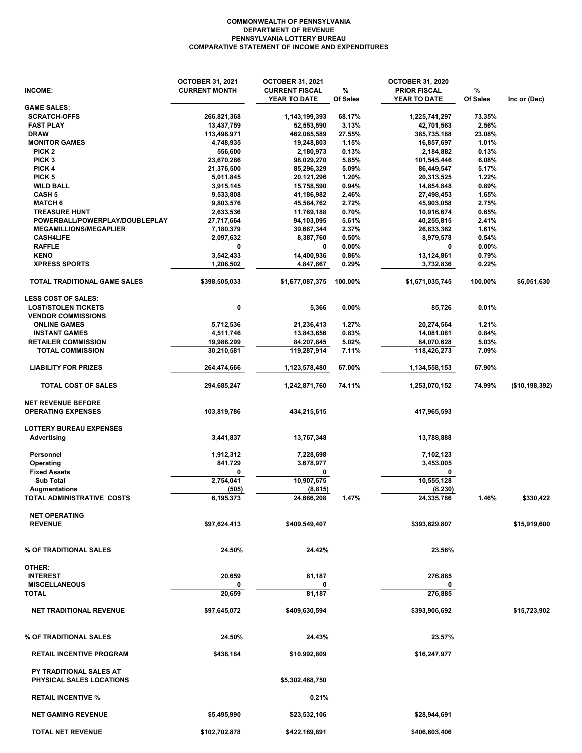# COMMONWEALTH OF PENNSYLVANIA
## DEPARTMENT OF REVENUE
## PENNSYLVANIA LOTTERY BUREAU
## COMPARATIVE STATEMENT OF INCOME AND EXPENDITURES

| INCOME: | OCTOBER 31, 2021 CURRENT MONTH | OCTOBER 31, 2021 CURRENT FISCAL YEAR TO DATE | % Of Sales | OCTOBER 31, 2020 PRIOR FISCAL YEAR TO DATE | % Of Sales | Inc or (Dec) |
|---|---|---|---|---|---|---|
| **GAME SALES:** | | | | | | |
| SCRATCH-OFFS | 266,821,368 | 1,143,199,393 | 68.17% | 1,225,741,297 | 73.35% | |
| FAST PLAY | 13,437,759 | 52,553,590 | 3.13% | 42,701,563 | 2.56% | |
| DRAW | 113,496,971 | 462,085,589 | 27.55% | 385,735,188 | 23.08% | |
| MONITOR GAMES | 4,748,935 | 19,248,803 | 1.15% | 16,857,697 | 1.01% | |
| PICK 2 | 556,600 | 2,180,973 | 0.13% | 2,184,882 | 0.13% | |
| PICK 3 | 23,670,286 | 98,029,270 | 5.85% | 101,545,446 | 6.08% | |
| PICK 4 | 21,376,500 | 85,296,329 | 5.09% | 86,449,547 | 5.17% | |
| PICK 5 | 5,011,845 | 20,121,296 | 1.20% | 20,313,525 | 1.22% | |
| WILD BALL | 3,915,145 | 15,758,590 | 0.94% | 14,854,848 | 0.89% | |
| CASH 5 | 9,533,808 | 41,186,982 | 2.46% | 27,498,453 | 1.65% | |
| MATCH 6 | 9,803,576 | 45,584,762 | 2.72% | 45,903,058 | 2.75% | |
| TREASURE HUNT | 2,633,536 | 11,769,188 | 0.70% | 10,916,674 | 0.65% | |
| POWERBALL/POWERPLAY/DOUBLEPLAY | 27,717,664 | 94,103,095 | 5.61% | 40,255,815 | 2.41% | |
| MEGAMILLIONS/MEGAPLIER | 7,180,379 | 39,667,344 | 2.37% | 26,833,362 | 1.61% | |
| CASH4LIFE | 2,097,632 | 8,387,760 | 0.50% | 8,979,578 | 0.54% | |
| RAFFLE | 0 | 0 | 0.00% | 0 | 0.00% | |
| KENO | 3,542,433 | 14,400,936 | 0.86% | 13,124,861 | 0.79% | |
| XPRESS SPORTS | 1,206,502 | 4,847,867 | 0.29% | 3,732,836 | 0.22% | |
| **TOTAL TRADITIONAL GAME SALES** | $398,505,033 | $1,677,087,375 | 100.00% | $1,671,035,745 | 100.00% | $6,051,630 |
| **LESS COST OF SALES:** | | | | | | |
| LOST/STOLEN TICKETS | 0 | 5,366 | 0.00% | 85,726 | 0.01% | |
| VENDOR COMMISSIONS | | | | | | |
| ONLINE GAMES | 5,712,536 | 21,236,413 | 1.27% | 20,274,564 | 1.21% | |
| INSTANT GAMES | 4,511,746 | 13,843,656 | 0.83% | 14,081,081 | 0.84% | |
| RETAILER COMMISSION | 19,986,299 | 84,207,845 | 5.02% | 84,070,628 | 5.03% | |
| TOTAL COMMISSION | 30,210,581 | 119,287,914 | 7.11% | 118,426,273 | 7.09% | |
| LIABILITY FOR PRIZES | 264,474,666 | 1,123,578,480 | 67.00% | 1,134,558,153 | 67.90% | |
| **TOTAL COST OF SALES** | 294,685,247 | 1,242,871,760 | 74.11% | 1,253,070,152 | 74.99% | ($10,198,392) |
| **NET REVENUE BEFORE OPERATING EXPENSES** | 103,819,786 | 434,215,615 | | 417,965,593 | | |
| **LOTTERY BUREAU EXPENSES** | | | | | | |
| Advertising | 3,441,837 | 13,767,348 | | 13,788,888 | | |
| Personnel | 1,912,312 | 7,228,698 | | 7,102,123 | | |
| Operating | 841,729 | 3,678,977 | | 3,453,005 | | |
| Fixed Assets | 0 | 0 | | 0 | | |
| Sub Total | 2,754,041 | 10,907,675 | | 10,555,128 | | |
| Augmentations | (505) | (8,815) | | (8,230) | | |
| **TOTAL ADMINISTRATIVE COSTS** | 6,195,373 | 24,666,208 | 1.47% | 24,335,786 | 1.46% | $330,422 |
| **NET OPERATING REVENUE** | $97,624,413 | $409,549,407 | | $393,629,807 | | $15,919,600 |
| **% OF TRADITIONAL SALES** | 24.50% | 24.42% | | 23.56% | | |
| **OTHER:** | | | | | | |
| INTEREST | 20,659 | 81,187 | | 276,885 | | |
| MISCELLANEOUS | 0 | 0 | | 0 | | |
| **TOTAL** | 20,659 | 81,187 | | 276,885 | | |
| **NET TRADITIONAL REVENUE** | $97,645,072 | $409,630,594 | | $393,906,692 | | $15,723,902 |
| **% OF TRADITIONAL SALES** | 24.50% | 24.43% | | 23.57% | | |
| **RETAIL INCENTIVE PROGRAM** | $438,184 | $10,992,809 | | $16,247,977 | | |
| **PY TRADITIONAL SALES AT PHYSICAL SALES LOCATIONS** | | $5,302,468,750 | | | | |
| **RETAIL INCENTIVE %** | | 0.21% | | | | |
| **NET GAMING REVENUE** | $5,495,990 | $23,532,106 | | $28,944,691 | | |
| **TOTAL NET REVENUE** | $102,702,878 | $422,169,891 | | $406,603,406 | | |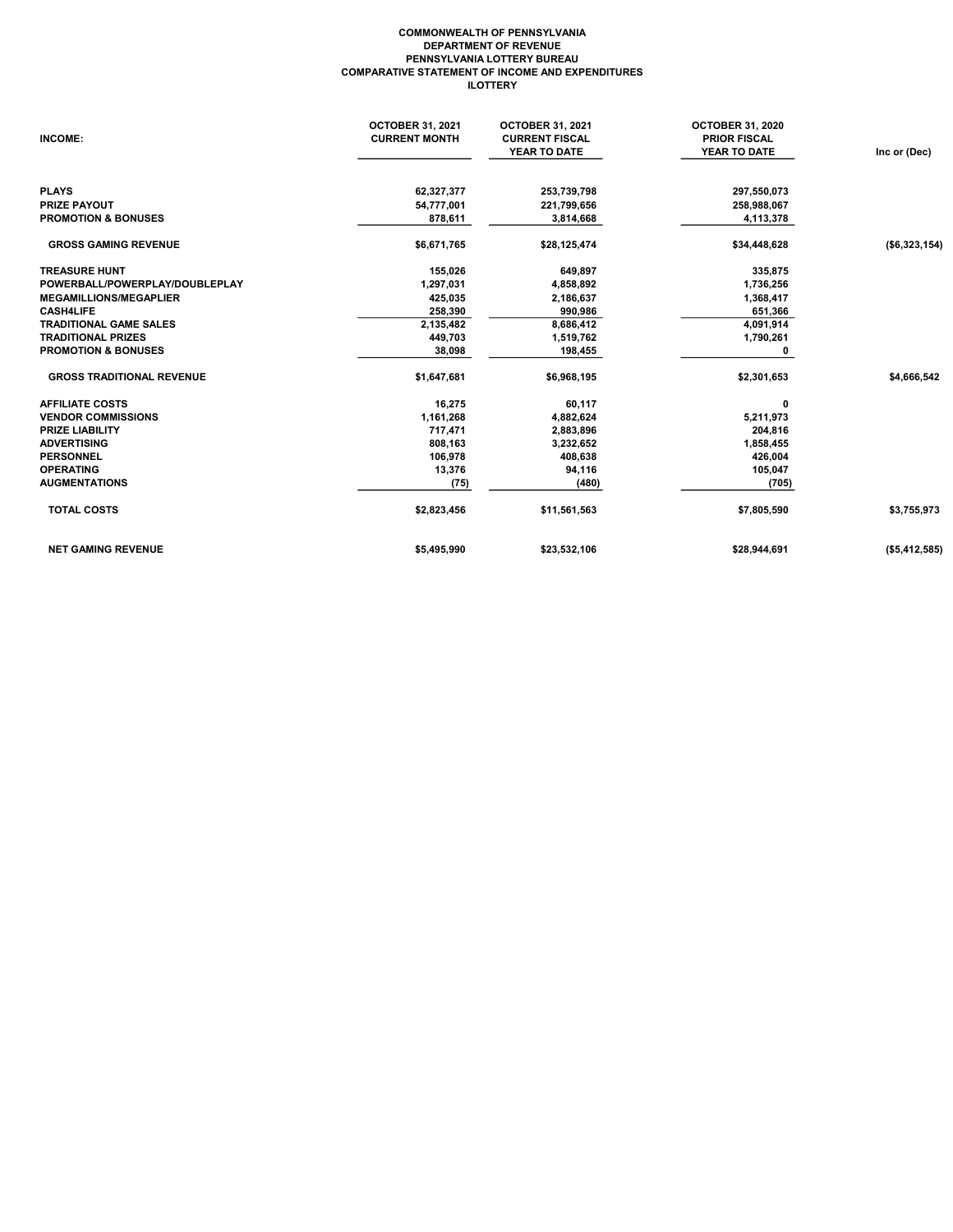# COMMONWEALTH OF PENNSYLVANIA
## DEPARTMENT OF REVENUE
## PENNSYLVANIA LOTTERY BUREAU
## COMPARATIVE STATEMENT OF INCOME AND EXPENDITURES
## ILOTTERY

| INCOME: | OCTOBER 31, 2021 CURRENT MONTH | OCTOBER 31, 2021 CURRENT FISCAL YEAR TO DATE | OCTOBER 31, 2020 PRIOR FISCAL YEAR TO DATE | Inc or (Dec) |
|---|---|---|---|---|
| PLAYS | 62,327,377 | 253,739,798 | 297,550,073 | |
| PRIZE PAYOUT | 54,777,001 | 221,799,656 | 258,988,067 | |
| PROMOTION & BONUSES | 878,611 | 3,814,668 | 4,113,378 | |
| GROSS GAMING REVENUE | $6,671,765 | $28,125,474 | $34,448,628 | ($6,323,154) |
| TREASURE HUNT | 155,026 | 649,897 | 335,875 | |
| POWERBALL/POWERPLAY/DOUBLEPLAY | 1,297,031 | 4,858,892 | 1,736,256 | |
| MEGAMILLIONS/MEGAPLIER | 425,035 | 2,186,637 | 1,368,417 | |
| CASH4LIFE | 258,390 | 990,986 | 651,366 | |
| TRADITIONAL GAME SALES | 2,135,482 | 8,686,412 | 4,091,914 | |
| TRADITIONAL PRIZES | 449,703 | 1,519,762 | 1,790,261 | |
| PROMOTION & BONUSES | 38,098 | 198,455 | 0 | |
| GROSS TRADITIONAL REVENUE | $1,647,681 | $6,968,195 | $2,301,653 | $4,666,542 |
| AFFILIATE COSTS | 16,275 | 60,117 | 0 | |
| VENDOR COMMISSIONS | 1,161,268 | 4,882,624 | 5,211,973 | |
| PRIZE LIABILITY | 717,471 | 2,883,896 | 204,816 | |
| ADVERTISING | 808,163 | 3,232,652 | 1,858,455 | |
| PERSONNEL | 106,978 | 408,638 | 426,004 | |
| OPERATING | 13,376 | 94,116 | 105,047 | |
| AUGMENTATIONS | (75) | (480) | (705) | |
| TOTAL COSTS | $2,823,456 | $11,561,563 | $7,805,590 | $3,755,973 |
| NET GAMING REVENUE | $5,495,990 | $23,532,106 | $28,944,691 | ($5,412,585) |